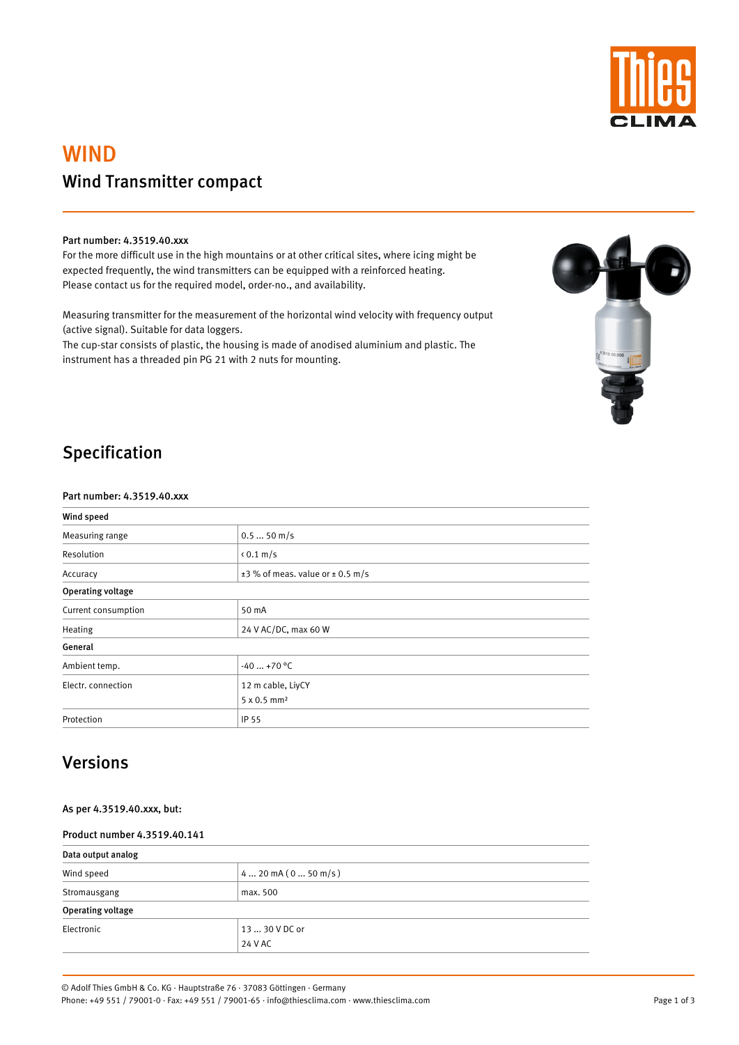# WIND

## Wind Transmitter compact

**Part number: 4.3519.40.xxx**

For the more difficult use in the high mountains or at other critical sites, where icing might be expected frequently, the wind transmitters can be equipped with a reinforced heating. Please contact us for the required model, order-no., and availability.

Measuring transmitter for the measurement of the horizontal wind velocity with frequency output (active signal). Suitable for data loggers.
The cup-star consists of plastic, the housing is made of anodised aluminium and plastic. The instrument has a threaded pin PG 21 with 2 nuts for mounting.

## Specification

**Part number: 4.3519.40.xxx**

| **Wind speed** | |
|---|---|
| Measuring range | 0.5 ... 50 m/s |
| Resolution | ‹ 0.1 m/s |
| Accuracy | ±3 % of meas. value or ± 0.5 m/s |
| **Operating voltage** | |
| Current consumption | 50 mA |
| Heating | 24 V AC/DC, max 60 W |
| **General** | |
| Ambient temp. | -40 ... +70 °C |
| Electr. connection | 12 m cable, LiyCY<br>5 x 0.5 mm² |
| Protection | IP 55 |

## Versions

**As per 4.3519.40.xxx, but:**

**Product number 4.3519.40.141**

| **Data output analog** | |
|---|---|
| Wind speed | 4 ... 20 mA ( 0 ... 50 m/s ) |
| Stromausgang | max. 500 |
| **Operating voltage** | |
| Electronic | 13 ... 30 V DC or<br>24 V AC |

© Adolf Thies GmbH & Co. KG · Hauptstraße 76 · 37083 Göttingen · Germany
Phone: +49 551 / 79001-0 · Fax: +49 551 / 79001-65 · info@thiesclima.com · www.thiesclima.com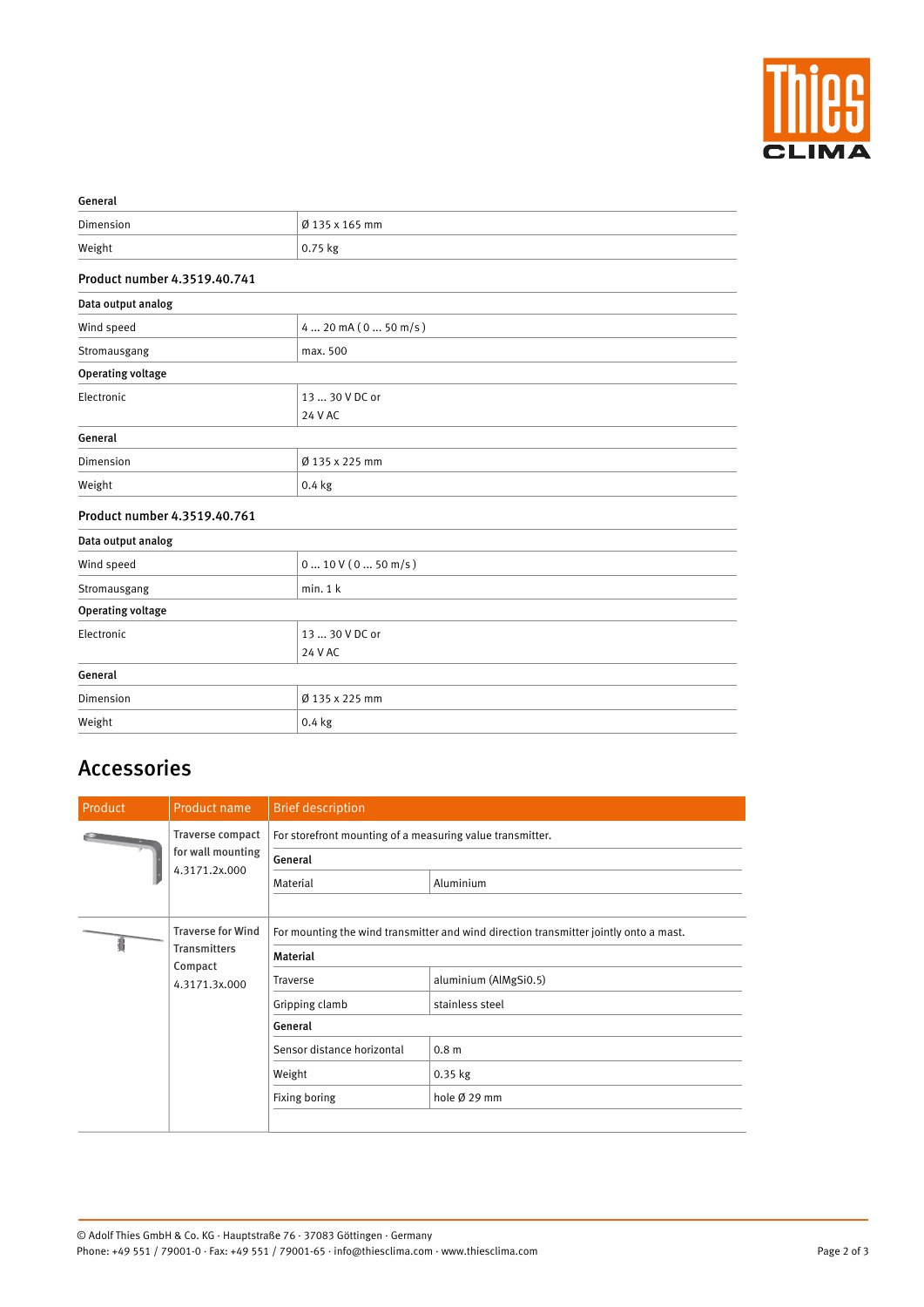| General | |
|---|---|
| Dimension | Ø 135 x 165 mm |
| Weight | 0.75 kg |

### Product number 4.3519.40.741

| Data output analog | |
|---|---|
| Wind speed | 4 ... 20 mA ( 0 ... 50 m/s ) |
| Stromausgang | max. 500 |
| **Operating voltage** | |
| Electronic | 13 ... 30 V DC or<br>24 V AC |
| **General** | |
| Dimension | Ø 135 x 225 mm |
| Weight | 0.4 kg |

### Product number 4.3519.40.761

| Data output analog | |
|---|---|
| Wind speed | 0 ... 10 V ( 0 ... 50 m/s ) |
| Stromausgang | min. 1 k |
| **Operating voltage** | |
| Electronic | 13 ... 30 V DC or<br>24 V AC |
| **General** | |
| Dimension | Ø 135 x 225 mm |
| Weight | 0.4 kg |

## Accessories

| Product | Product name | Brief description | |
|---|---|---|---|
| | Traverse compact for wall mounting 4.3171.2x.000 | For storefront mounting of a measuring value transmitter. | |
| | | **General** | |
| | | Material | Aluminium |
| | Traverse for Wind Transmitters Compact 4.3171.3x.000 | For mounting the wind transmitter and wind direction transmitter jointly onto a mast. | |
| | | **Material** | |
| | | Traverse | aluminium (AlMgSi0.5) |
| | | Gripping clamb | stainless steel |
| | | **General** | |
| | | Sensor distance horizontal | 0.8 m |
| | | Weight | 0.35 kg |
| | | Fixing boring | hole Ø 29 mm |

© Adolf Thies GmbH & Co. KG · Hauptstraße 76 · 37083 Göttingen · Germany
Phone: +49 551 / 79001-0 · Fax: +49 551 / 79001-65 · info@thiesclima.com · www.thiesclima.com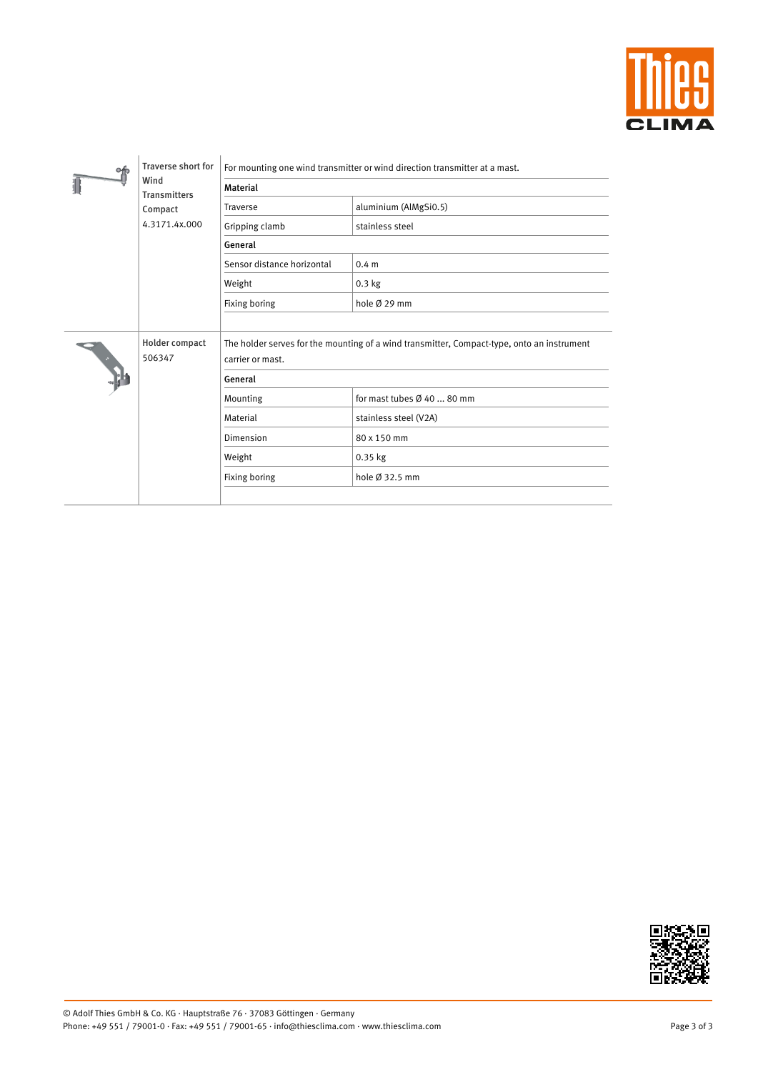## Traverse short for Wind Transmitters Compact

4.3171.4x.000

For mounting one wind transmitter or wind direction transmitter at a mast.

| | |
|---|---|
| **Material** | |
| Traverse | aluminium (AlMgSi0.5) |
| Gripping clamb | stainless steel |
| **General** | |
| Sensor distance horizontal | 0.4 m |
| Weight | 0.3 kg |
| Fixing boring | hole Ø 29 mm |

## Holder compact

506347

The holder serves for the mounting of a wind transmitter, Compact-type, onto an instrument carrier or mast.

| | |
|---|---|
| **General** | |
| Mounting | for mast tubes Ø 40 ... 80 mm |
| Material | stainless steel (V2A) |
| Dimension | 80 x 150 mm |
| Weight | 0.35 kg |
| Fixing boring | hole Ø 32.5 mm |

© Adolf Thies GmbH & Co. KG · Hauptstraße 76 · 37083 Göttingen · Germany
Phone: +49 551 / 79001-0 · Fax: +49 551 / 79001-65 · info@thiesclima.com · www.thiesclima.com